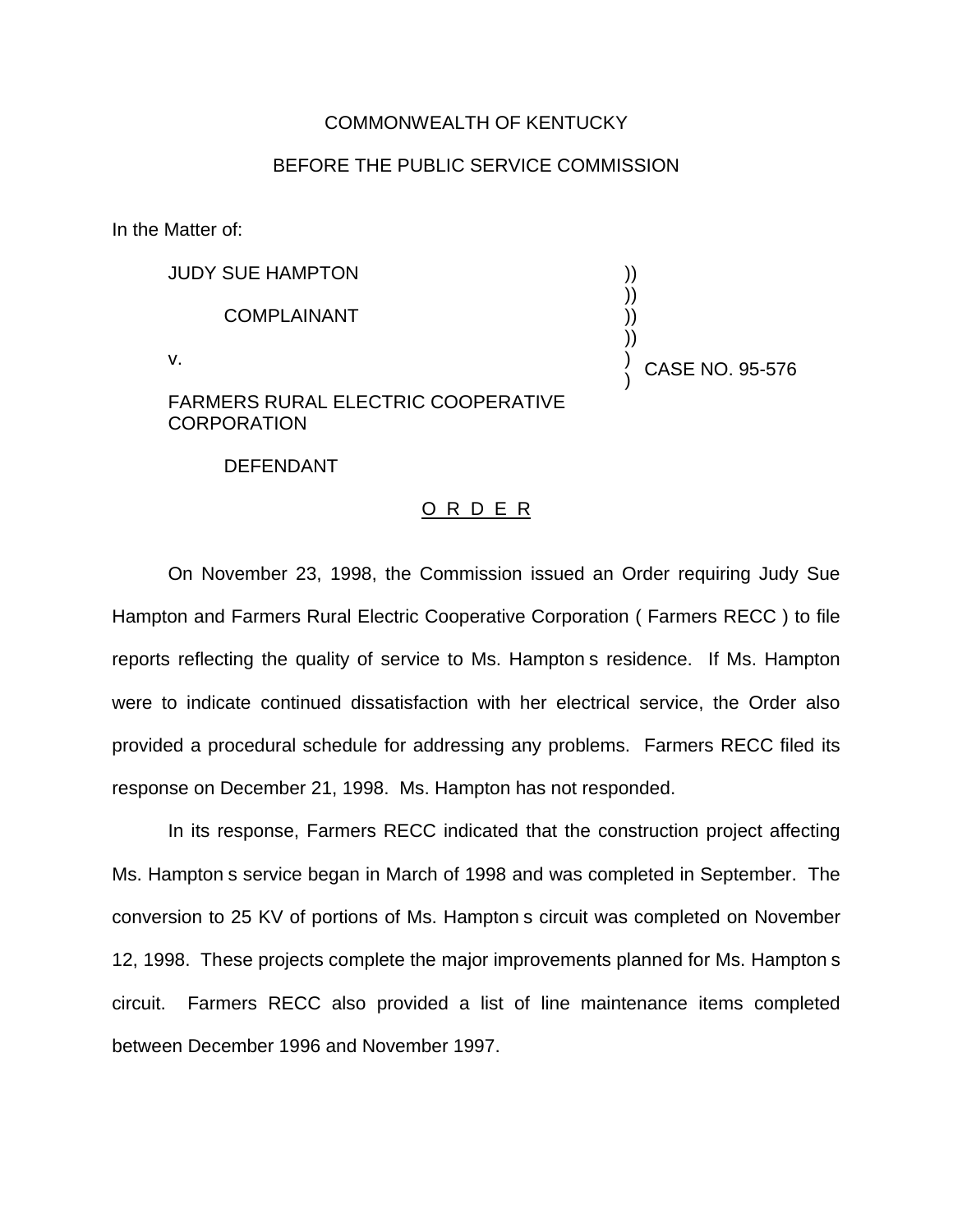COMMONWEALTH OF KENTUCKY

BEFORE THE PUBLIC SERVICE COMMISSION

In the Matter of:

JUDY SUE HAMPTON

COMPLAINANT

v.

FARMERS RURAL ELECTRIC COOPERATIVE CORPORATION

DEFENDANT

) CASE NO. 95-576

O R D E R

On November 23, 1998, the Commission issued an Order requiring Judy Sue Hampton and Farmers Rural Electric Cooperative Corporation ( Farmers RECC ) to file reports reflecting the quality of service to Ms. Hampton s residence. If Ms. Hampton were to indicate continued dissatisfaction with her electrical service, the Order also provided a procedural schedule for addressing any problems. Farmers RECC filed its response on December 21, 1998. Ms. Hampton has not responded.

In its response, Farmers RECC indicated that the construction project affecting Ms. Hampton s service began in March of 1998 and was completed in September. The conversion to 25 KV of portions of Ms. Hampton s circuit was completed on November 12, 1998. These projects complete the major improvements planned for Ms. Hampton s circuit. Farmers RECC also provided a list of line maintenance items completed between December 1996 and November 1997.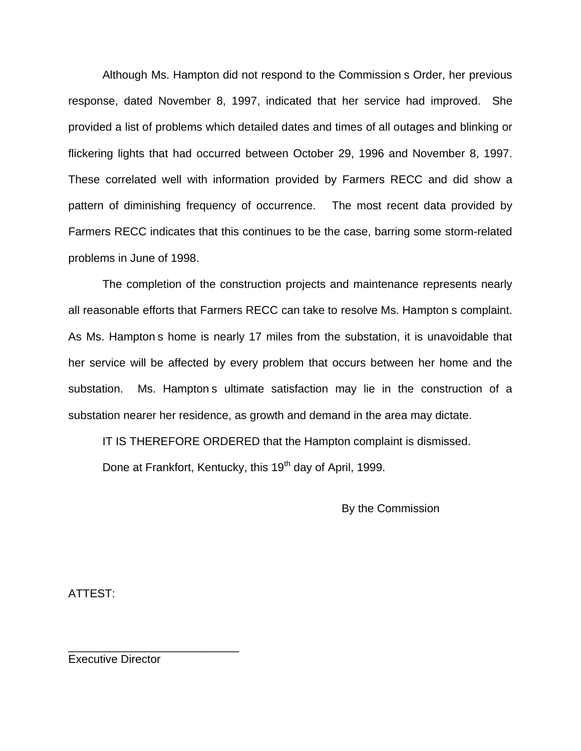Although Ms. Hampton did not respond to the Commission s Order, her previous response, dated November 8, 1997, indicated that her service had improved. She provided a list of problems which detailed dates and times of all outages and blinking or flickering lights that had occurred between October 29, 1996 and November 8, 1997. These correlated well with information provided by Farmers RECC and did show a pattern of diminishing frequency of occurrence. The most recent data provided by Farmers RECC indicates that this continues to be the case, barring some storm-related problems in June of 1998.

The completion of the construction projects and maintenance represents nearly all reasonable efforts that Farmers RECC can take to resolve Ms. Hampton s complaint. As Ms. Hampton s home is nearly 17 miles from the substation, it is unavoidable that her service will be affected by every problem that occurs between her home and the substation. Ms. Hampton s ultimate satisfaction may lie in the construction of a substation nearer her residence, as growth and demand in the area may dictate.

IT IS THEREFORE ORDERED that the Hampton complaint is dismissed.

Done at Frankfort, Kentucky, this 19th day of April, 1999.

By the Commission

ATTEST:

\_\_\_\_\_\_\_\_\_\_\_\_\_\_\_\_\_\_\_\_\_\_\_\_\_\_\_\_

Executive Director